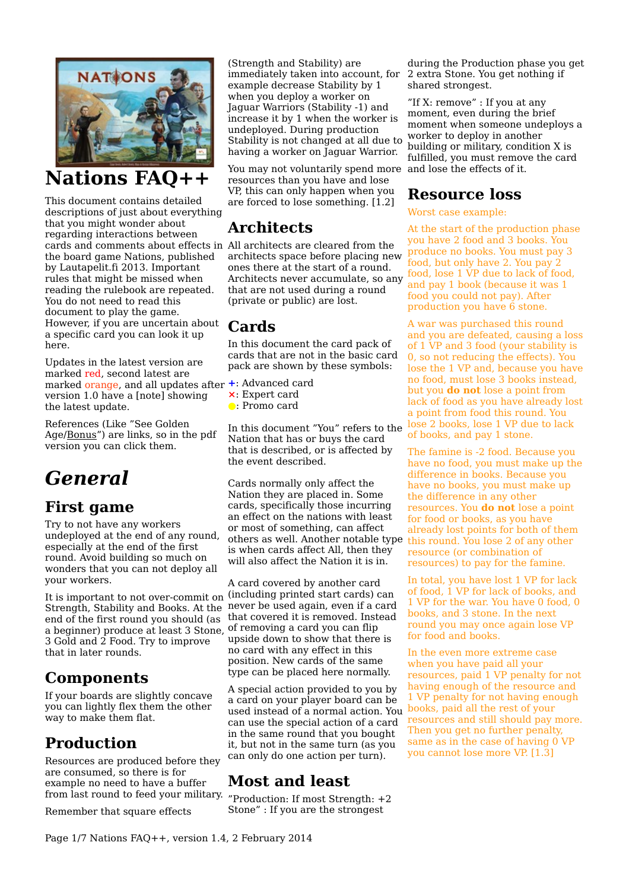# Nations FAQ++

This document contains detailed descriptions of just about everything that you might wonder about regarding interactions between cards and comments about effects in the board game Nations, published by Lautapelit.fi 2013. Important rules that might be missed when reading the rulebook are repeated. You do not need to read this document to play the game. However, if you are uncertain about a specific card you can look it up here.

Updates in the latest version are marked red, second latest are marked orange, and all updates after version 1.0 have a [note] showing the latest update.

References (Like "See Golden Age/Bonus") are links, so in the pdf version you can click them.

# *General*

## First game

Try to not have any workers undeployed at the end of any round, especially at the end of the first round. Avoid building so much on wonders that you can not deploy all your workers.

It is important to not over-commit on Strength, Stability and Books. At the end of the first round you should (as a beginner) produce at least 3 Stone, 3 Gold and 2 Food. Try to improve that in later rounds.

## Components

If your boards are slightly concave you can lightly flex them the other way to make them flat.

## Production

Resources are produced before they are consumed, so there is for example no need to have a buffer from last round to feed your military.

Remember that square effects (Strength and Stability) are immediately taken into account, for example decrease Stability by 1 when you deploy a worker on Jaguar Warriors (Stability -1) and increase it by 1 when the worker is undeployed. During production Stability is not changed at all due to having a worker on Jaguar Warrior.

You may not voluntarily spend more resources than you have and lose VP, this can only happen when you are forced to lose something. [1.2]

## Architects

All architects are cleared from the architects space before placing new ones there at the start of a round. Architects never accumulate, so any that are not used during a round (private or public) are lost.

## Cards

In this document the card pack of cards that are not in the basic card pack are shown by these symbols:

+: Advanced card
×: Expert card
●: Promo card

In this document "You" refers to the Nation that has or buys the card that is described, or is affected by the event described.

Cards normally only affect the Nation they are placed in. Some cards, specifically those incurring an effect on the nations with least or most of something, can affect others as well. Another notable type is when cards affect All, then they will also affect the Nation it is in.

A card covered by another card (including printed start cards) can never be used again, even if a card that covered it is removed. Instead of removing a card you can flip upside down to show that there is no card with any effect in this position. New cards of the same type can be placed here normally.

A special action provided to you by a card on your player board can be used instead of a normal action. You can use the special action of a card in the same round that you bought it, but not in the same turn (as you can only do one action per turn).

## Most and least

"Production: If most Strength: +2 Stone" : If you are the strongest during the Production phase you get 2 extra Stone. You get nothing if shared strongest.

"If X: remove" : If you at any moment, even during the brief moment when someone undeploys a worker to deploy in another building or military, condition X is fulfilled, you must remove the card and lose the effects of it.

## Resource loss

Worst case example:

At the start of the production phase you have 2 food and 3 books. You produce no books. You must pay 3 food, but only have 2. You pay 2 food, lose 1 VP due to lack of food, and pay 1 book (because it was 1 food you could not pay). After production you have 6 stone.

A war was purchased this round and you are defeated, causing a loss of 1 VP and 3 food (your stability is 0, so not reducing the effects). You lose the 1 VP and, because you have no food, must lose 3 books instead, but you **do not** lose a point from lack of food as you have already lost a point from food this round. You lose 2 books, lose 1 VP due to lack of books, and pay 1 stone.

The famine is -2 food. Because you have no food, you must make up the difference in books. Because you have no books, you must make up the difference in any other resources. You **do not** lose a point for food or books, as you have already lost points for both of them this round. You lose 2 of any other resource (or combination of resources) to pay for the famine.

In total, you have lost 1 VP for lack of food, 1 VP for lack of books, and 1 VP for the war. You have 0 food, 0 books, and 3 stone. In the next round you may once again lose VP for food and books.

In the even more extreme case when you have paid all your resources, paid 1 VP penalty for not having enough of the resource and 1 VP penalty for not having enough books, paid all the rest of your resources and still should pay more. Then you get no further penalty, same as in the case of having 0 VP you cannot lose more VP. [1.3]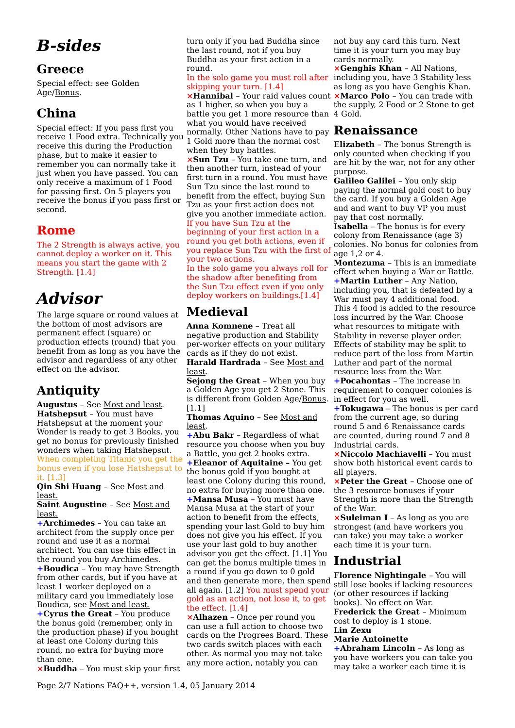# *B-sides*

## Greece

Special effect: see Golden Age/Bonus.

## China

Special effect: If you pass first you receive 1 Food extra. Technically you receive this during the Production phase, but to make it easier to remember you can normally take it just when you have passed. You can only receive a maximum of 1 Food for passing first. On 5 players you receive the bonus if you pass first or second.

## Rome

The 2 Strength is always active, you cannot deploy a worker on it. This means you start the game with 2 Strength. [1.4]

# *Advisor*

The large square or round values at the bottom of most advisors are permanent effect (square) or production effects (round) that you benefit from as long as you have the advisor and regardless of any other effect on the advisor.

## Antiquity

**Augustus** – See Most and least.
**Hatshepsut** – You must have Hatshepsut at the moment your Wonder is ready to get 3 Books, you get no bonus for previously finished wonders when taking Hatshepsut. When completing Titanic you get the bonus even if you lose Hatshepsut to it. [1.3]
**Qin Shi Huang** – See Most and least.
**Saint Augustine** – See Most and least.
+**Archimedes** – You can take an architect from the supply once per round and use it as a normal architect. You can use this effect in the round you buy Archimedes.
+**Boudica** – You may have Strength from other cards, but if you have at least 1 worker deployed on a military card you immediately lose Boudica, see Most and least.
+**Cyrus the Great** – You produce the bonus gold (remember, only in the production phase) if you bought at least one Colony during this round, no extra for buying more than one.
×**Buddha** – You must skip your first turn only if you had Buddha since the last round, not if you buy Buddha as your first action in a round.
In the solo game you must roll after skipping your turn. [1.4]
×**Hannibal** – Your raid values count as 1 higher, so when you buy a battle you get 1 more resource than what you would have received normally. Other Nations have to pay 1 Gold more than the normal cost when they buy battles.
×**Sun Tzu** – You take one turn, and then another turn, instead of your first turn in a round. You must have Sun Tzu since the last round to benefit from the effect, buying Sun Tzu as your first action does not give you another immediate action. If you have Sun Tzu at the beginning of your first action in a round you get both actions, even if you replace Sun Tzu with the first of your two actions.
In the solo game you always roll for the shadow after benefiting from the Sun Tzu effect even if you only deploy workers on buildings.[1.4]

## Medieval

**Anna Komnene** – Treat all negative production and Stability per-worker effects on your military cards as if they do not exist.
**Harald Hardrada** – See Most and least.
**Sejong the Great** – When you buy a Golden Age you get 2 Stone. This is different from Golden Age/Bonus. [1.1]
**Thomas Aquino** – See Most and least.
+**Abu Bakr** – Regardless of what resource you choose when you buy a Battle, you get 2 books extra.
+**Eleanor of Aquitaine –** You get the bonus gold if you bought at least one Colony during this round, no extra for buying more than one.
+**Mansa Musa** – You must have Mansa Musa at the start of your action to benefit from the effects, spending your last Gold to buy him does not give you his effect. If you use your last gold to buy another advisor you get the effect. [1.1] You can get the bonus multiple times in a round if you go down to 0 gold and then generate more, then spend all again. [1.2] You must spend your gold as an action, not lose it, to get the effect. [1.4]
×**Alhazen** – Once per round you can use a full action to choose two cards on the Progrees Board. These two cards switch places with each other. As normal you may not take any more action, notably you can not buy any card this turn. Next time it is your turn you may buy cards normally.
×**Genghis Khan** – All Nations, including you, have 3 Stability less as long as you have Genghis Khan.
×**Marco Polo** – You can trade with the supply, 2 Food or 2 Stone to get 4 Gold.

## Renaissance

**Elizabeth** – The bonus Strength is only counted when checking if you are hit by the war, not for any other purpose.
**Galileo Galilei** – You only skip paying the normal gold cost to buy the card. If you buy a Golden Age and and want to buy VP you must pay that cost normally.
**Isabella** – The bonus is for every colony from Renaissance (age 3) colonies. No bonus for colonies from age 1,2 or 4.
**Montezuma** – This is an immediate effect when buying a War or Battle.
+**Martin Luther** – Any Nation, including you, that is defeated by a War must pay 4 additional food. This 4 food is added to the resource loss incurred by the War. Choose what resources to mitigate with Stability in reverse player order. Effects of stability may be split to reduce part of the loss from Martin Luther and part of the normal resource loss from the War.
+**Pocahontas** – The increase in requirement to conquer colonies is in effect for you as well.
+**Tokugawa** – The bonus is per card from the current age, so during round 5 and 6 Renaissance cards are counted, during round 7 and 8 Industrial cards.
×**Niccolo Machiavelli** – You must show both historical event cards to all players.
×**Peter the Great** – Choose one of the 3 resource bonuses if your Strength is more than the Strength of the War.
×**Suleiman I** – As long as you are strongest (and have workers you can take) you may take a worker each time it is your turn.

## Industrial

**Florence Nightingale** – You will still lose books if lacking resources (or other resources if lacking books). No effect on War.
**Frederick the Great** – Minimum cost to deploy is 1 stone.
**Lin Zexu**
**Marie Antoinette**
+**Abraham Lincoln** – As long as you have workers you can take you may take a worker each time it is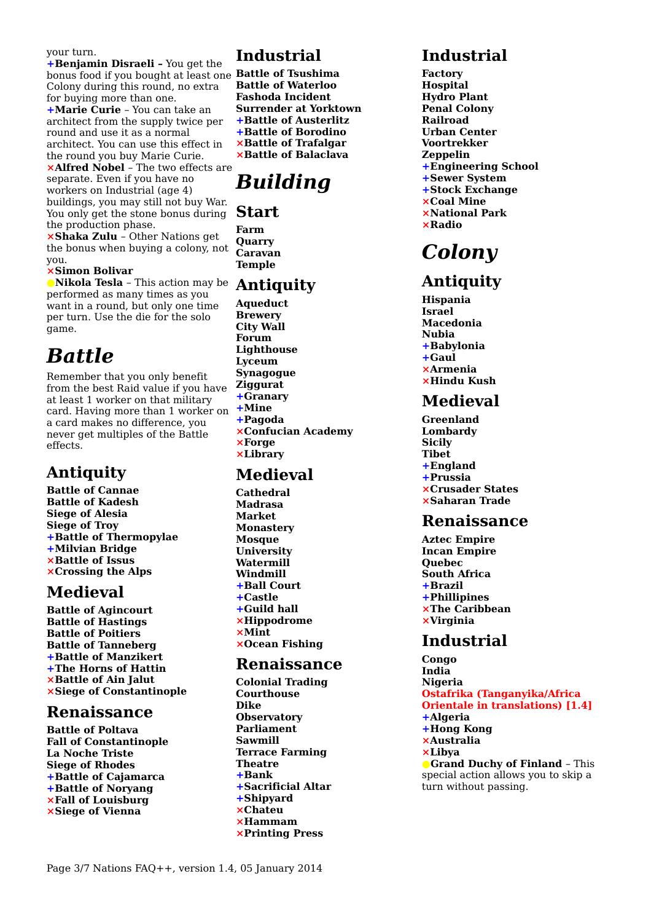your turn.

+**Benjamin Disraeli –** You get the bonus food if you bought at least one Colony during this round, no extra for buying more than one.

+**Marie Curie** – You can take an architect from the supply twice per round and use it as a normal architect. You can use this effect in the round you buy Marie Curie.

×**Alfred Nobel** – The two effects are separate. Even if you have no workers on Industrial (age 4) buildings, you may still not buy War. You only get the stone bonus during the production phase.

×**Shaka Zulu** – Other Nations get the bonus when buying a colony, not you.

×**Simon Bolivar**

●**Nikola Tesla** – This action may be performed as many times as you want in a round, but only one time per turn. Use the die for the solo game.

# *Battle*

Remember that you only benefit from the best Raid value if you have at least 1 worker on that military card. Having more than 1 worker on a card makes no difference, you never get multiples of the Battle effects.

## Antiquity

**Battle of Cannae**
**Battle of Kadesh**
**Siege of Alesia**
**Siege of Troy**
+**Battle of Thermopylae**
+**Milvian Bridge**
×**Battle of Issus**
×**Crossing the Alps**

## Medieval

**Battle of Agincourt**
**Battle of Hastings**
**Battle of Poitiers**
**Battle of Tanneberg**
+**Battle of Manzikert**
+**The Horns of Hattin**
×**Battle of Ain Jalut**
×**Siege of Constantinople**

## Renaissance

**Battle of Poltava**
**Fall of Constantinople**
**La Noche Triste**
**Siege of Rhodes**
+**Battle of Cajamarca**
+**Battle of Noryang**
×**Fall of Louisburg**
×**Siege of Vienna**

## Industrial

**Battle of Tsushima**
**Battle of Waterloo**
**Fashoda Incident**
**Surrender at Yorktown**
+**Battle of Austerlitz**
+**Battle of Borodino**
×**Battle of Trafalgar**
×**Battle of Balaclava**

# *Building*

## Start

**Farm**
**Quarry**
**Caravan**
**Temple**

## Antiquity

**Aqueduct**
**Brewery**
**City Wall**
**Forum**
**Lighthouse**
**Lyceum**
**Synagogue**
**Ziggurat**
+**Granary**
+**Mine**
+**Pagoda**
×**Confucian Academy**
×**Forge**
×**Library**

## Medieval

**Cathedral**
**Madrasa**
**Market**
**Monastery**
**Mosque**
**University**
**Watermill**
**Windmill**
+**Ball Court**
+**Castle**
+**Guild hall**
×**Hippodrome**
×**Mint**
×**Ocean Fishing**

## Renaissance

**Colonial Trading**
**Courthouse**
**Dike**
**Observatory**
**Parliament**
**Sawmill**
**Terrace Farming**
**Theatre**
+**Bank**
+**Sacrificial Altar**
+**Shipyard**
×**Chateu**
×**Hammam**
×**Printing Press**

## Industrial

**Factory**
**Hospital**
**Hydro Plant**
**Penal Colony**
**Railroad**
**Urban Center**
**Voortrekker**
**Zeppelin**
+**Engineering School**
+**Sewer System**
+**Stock Exchange**
×**Coal Mine**
×**National Park**
×**Radio**

# *Colony*

## Antiquity

**Hispania**
**Israel**
**Macedonia**
**Nubia**
+**Babylonia**
+**Gaul**
×**Armenia**
×**Hindu Kush**

## Medieval

**Greenland**
**Lombardy**
**Sicily**
**Tibet**
+**England**
+**Prussia**
×**Crusader States**
×**Saharan Trade**

## Renaissance

**Aztec Empire**
**Incan Empire**
**Quebec**
**South Africa**
+**Brazil**
+**Phillipines**
×**The Caribbean**
×**Virginia**

## Industrial

**Congo**
**India**
**Nigeria**
**Ostafrika (Tanganyika/Africa Orientale in translations) [1.4]**
+**Algeria**
+**Hong Kong**
×**Australia**
×**Libya**

●**Grand Duchy of Finland** – This special action allows you to skip a turn without passing.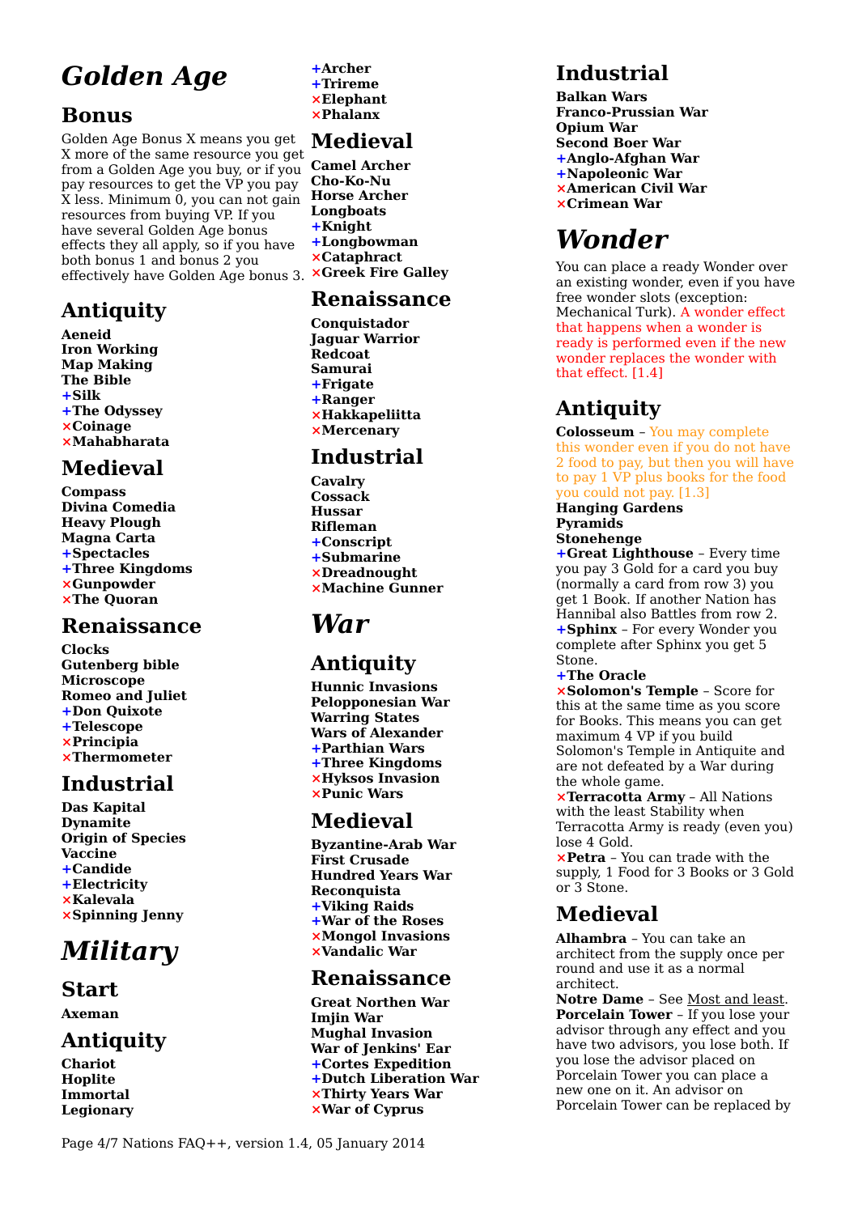# Golden Age

## Bonus

Golden Age Bonus X means you get X more of the same resource you get from a Golden Age you buy, or if you pay resources to get the VP you pay X less. Minimum 0, you can not gain resources from buying VP. If you have several Golden Age bonus effects they all apply, so if you have both bonus 1 and bonus 2 you effectively have Golden Age bonus 3.

## Antiquity

**Aeneid**
**Iron Working**
**Map Making**
**The Bible**
**+Silk**
**+The Odyssey**
**×Coinage**
**×Mahabharata**

## Medieval

**Compass**
**Divina Comedia**
**Heavy Plough**
**Magna Carta**
**+Spectacles**
**+Three Kingdoms**
**×Gunpowder**
**×The Quoran**

## Renaissance

**Clocks**
**Gutenberg bible**
**Microscope**
**Romeo and Juliet**
**+Don Quixote**
**+Telescope**
**×Principia**
**×Thermometer**

## Industrial

**Das Kapital**
**Dynamite**
**Origin of Species**
**Vaccine**
**+Candide**
**+Electricity**
**×Kalevala**
**×Spinning Jenny**

# Military

## Start

**Axeman**

## Antiquity

**Chariot**
**Hoplite**
**Immortal**
**Legionary**
**+Archer**
**+Trireme**
**×Elephant**
**×Phalanx**

## Medieval

**Camel Archer**
**Cho-Ko-Nu**
**Horse Archer**
**Longboats**
**+Knight**
**+Longbowman**
**×Cataphract**
**×Greek Fire Galley**

## Renaissance

**Conquistador**
**Jaguar Warrior**
**Redcoat**
**Samurai**
**+Frigate**
**+Ranger**
**×Hakkapeliitta**
**×Mercenary**

## Industrial

**Cavalry**
**Cossack**
**Hussar**
**Rifleman**
**+Conscript**
**+Submarine**
**×Dreadnought**
**×Machine Gunner**

# War

## Antiquity

**Hunnic Invasions**
**Pelopponesian War**
**Warring States**
**Wars of Alexander**
**+Parthian Wars**
**+Three Kingdoms**
**×Hyksos Invasion**
**×Punic Wars**

## Medieval

**Byzantine-Arab War**
**First Crusade**
**Hundred Years War**
**Reconquista**
**+Viking Raids**
**+War of the Roses**
**×Mongol Invasions**
**×Vandalic War**

## Renaissance

**Great Northen War**
**Imjin War**
**Mughal Invasion**
**War of Jenkins' Ear**
**+Cortes Expedition**
**+Dutch Liberation War**
**×Thirty Years War**
**×War of Cyprus**

## Industrial

**Balkan Wars**
**Franco-Prussian War**
**Opium War**
**Second Boer War**
**+Anglo-Afghan War**
**+Napoleonic War**
**×American Civil War**
**×Crimean War**

# Wonder

You can place a ready Wonder over an existing wonder, even if you have free wonder slots (exception: Mechanical Turk). A wonder effect that happens when a wonder is ready is performed even if the new wonder replaces the wonder with that effect. [1.4]

## Antiquity

**Colosseum** – You may complete this wonder even if you do not have 2 food to pay, but then you will have to pay 1 VP plus books for the food you could not pay. [1.3]
**Hanging Gardens**
**Pyramids**
**Stonehenge**
**+Great Lighthouse** – Every time you pay 3 Gold for a card you buy (normally a card from row 3) you get 1 Book. If another Nation has Hannibal also Battles from row 2.
**+Sphinx** – For every Wonder you complete after Sphinx you get 5 Stone.
**+The Oracle**
**×Solomon's Temple** – Score for this at the same time as you score for Books. This means you can get maximum 4 VP if you build Solomon's Temple in Antiquite and are not defeated by a War during the whole game.
**×Terracotta Army** – All Nations with the least Stability when Terracotta Army is ready (even you) lose 4 Gold.
**×Petra** – You can trade with the supply, 1 Food for 3 Books or 3 Gold or 3 Stone.

## Medieval

**Alhambra** – You can take an architect from the supply once per round and use it as a normal architect.
**Notre Dame** – See Most and least.
**Porcelain Tower** – If you lose your advisor through any effect and you have two advisors, you lose both. If you lose the advisor placed on Porcelain Tower you can place a new one on it. An advisor on Porcelain Tower can be replaced by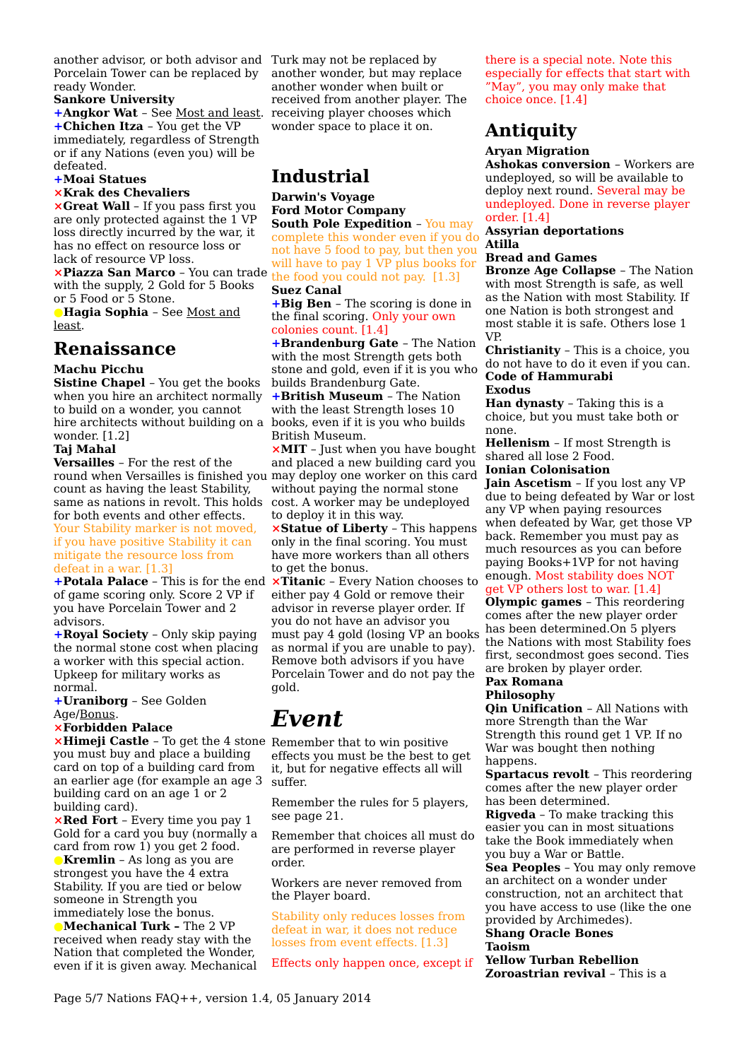another advisor, or both advisor and Porcelain Tower can be replaced by ready Wonder.

**Sankore University**

+**Angkor Wat** – See Most and least.

+**Chichen Itza** – You get the VP immediately, regardless of Strength or if any Nations (even you) will be defeated.

+**Moai Statues**

×**Krak des Chevaliers**

×**Great Wall** – If you pass first you are only protected against the 1 VP loss directly incurred by the war, it has no effect on resource loss or lack of resource VP loss.

×**Piazza San Marco** – You can trade with the supply, 2 Gold for 5 Books or 5 Food or 5 Stone.

●**Hagia Sophia** – See Most and least.

## Renaissance

**Machu Picchu**

**Sistine Chapel** – You get the books when you hire an architect normally to build on a wonder, you cannot hire architects without building on a wonder. [1.2]

**Taj Mahal**

**Versailles** – For the rest of the round when Versailles is finished you count as having the least Stability, same as nations in revolt. This holds for both events and other effects. Your Stability marker is not moved, if you have positive Stability it can mitigate the resource loss from defeat in a war. [1.3]

+**Potala Palace** – This is for the end of game scoring only. Score 2 VP if you have Porcelain Tower and 2 advisors.

+**Royal Society** – Only skip paying the normal stone cost when placing a worker with this special action. Upkeep for military works as normal.

+**Uraniborg** – See Golden Age/Bonus.

×**Forbidden Palace**

×**Himeji Castle** – To get the 4 stone you must buy and place a building card on top of a building card from an earlier age (for example an age 3 building card on an age 1 or 2 building card).

×**Red Fort** – Every time you pay 1 Gold for a card you buy (normally a card from row 1) you get 2 food.

●**Kremlin** – As long as you are strongest you have the 4 extra Stability. If you are tied or below someone in Strength you immediately lose the bonus.

●**Mechanical Turk** – The 2 VP received when ready stay with the Nation that completed the Wonder, even if it is given away. Mechanical Turk may not be replaced by another wonder, but may replace another wonder when built or received from another player. The receiving player chooses which wonder space to place it on.

## Industrial

**Darwin's Voyage**

**Ford Motor Company**

**South Pole Expedition** – You may complete this wonder even if you do not have 5 food to pay, but then you will have to pay 1 VP plus books for the food you could not pay. [1.3]

**Suez Canal**

+**Big Ben** – The scoring is done in the final scoring. Only your own colonies count. [1.4]

+**Brandenburg Gate** – The Nation with the most Strength gets both stone and gold, even if it is you who builds Brandenburg Gate.

+**British Museum** – The Nation with the least Strength loses 10 books, even if it is you who builds British Museum.

×**MIT** – Just when you have bought and placed a new building card you may deploy one worker on this card without paying the normal stone cost. A worker may be undeployed to deploy it in this way.

×**Statue of Liberty** – This happens only in the final scoring. You must have more workers than all others to get the bonus.

×**Titanic** – Every Nation chooses to either pay 4 Gold or remove their advisor in reverse player order. If you do not have an advisor you must pay 4 gold (losing VP an books as normal if you are unable to pay). Remove both advisors if you have Porcelain Tower and do not pay the gold.

# *Event*

Remember that to win positive effects you must be the best to get it, but for negative effects all will suffer.

Remember the rules for 5 players, see page 21.

Remember that choices all must do are performed in reverse player order.

Workers are never removed from the Player board.

Stability only reduces losses from defeat in war, it does not reduce losses from event effects. [1.3]

Effects only happen once, except if there is a special note. Note this especially for effects that start with "May", you may only make that choice once. [1.4]

## Antiquity

**Aryan Migration**

**Ashokas conversion** – Workers are undeployed, so will be available to deploy next round. Several may be undeployed. Done in reverse player order. [1.4]

**Assyrian deportations**

**Atilla**

**Bread and Games**

**Bronze Age Collapse** – The Nation with most Strength is safe, as well as the Nation with most Stability. If one Nation is both strongest and most stable it is safe. Others lose 1 VP.

**Christianity** – This is a choice, you do not have to do it even if you can.

**Code of Hammurabi**

**Exodus**

**Han dynasty** – Taking this is a choice, but you must take both or none.

**Hellenism** – If most Strength is shared all lose 2 Food.

**Ionian Colonisation**

**Jain Ascetism** – If you lost any VP due to being defeated by War or lost any VP when paying resources when defeated by War, get those VP back. Remember you must pay as much resources as you can before paying Books+1VP for not having enough. Most stability does NOT get VP others lost to war. [1.4]

**Olympic games** – This reordering comes after the new player order has been determined.On 5 plyers the Nations with most Stability foes first, secondmost goes second. Ties are broken by player order.

**Pax Romana**

**Philosophy**

**Qin Unification** – All Nations with more Strength than the War Strength this round get 1 VP. If no War was bought then nothing happens.

**Spartacus revolt** – This reordering comes after the new player order has been determined.

**Rigveda** – To make tracking this easier you can in most situations take the Book immediately when you buy a War or Battle.

**Sea Peoples** – You may only remove an architect on a wonder under construction, not an architect that you have access to use (like the one provided by Archimedes).

**Shang Oracle Bones**

**Taoism**

**Yellow Turban Rebellion**

**Zoroastrian revival** – This is a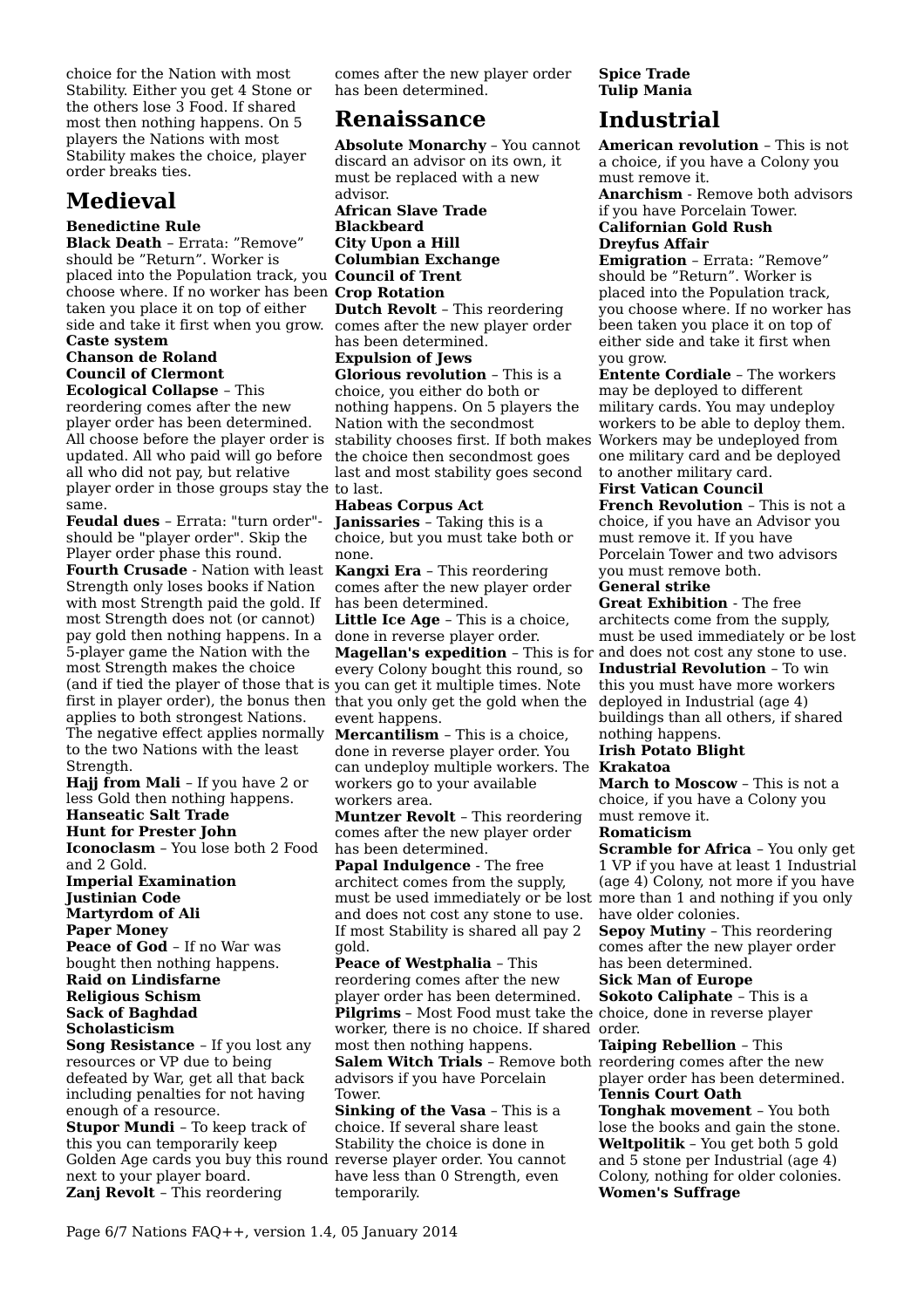choice for the Nation with most Stability. Either you get 4 Stone or the others lose 3 Food. If shared most then nothing happens. On 5 players the Nations with most Stability makes the choice, player order breaks ties.

## Medieval

**Benedictine Rule**
**Black Death** – Errata: "Remove" should be "Return". Worker is placed into the Population track, you choose where. If no worker has been taken you place it on top of either side and take it first when you grow.
**Caste system**
**Chanson de Roland**
**Council of Clermont**
**Ecological Collapse** – This reordering comes after the new player order has been determined. All choose before the player order is updated. All who paid will go before all who did not pay, but relative player order in those groups stay the same.
**Feudal dues** – Errata: "turn order"- should be "player order". Skip the Player order phase this round.
**Fourth Crusade** - Nation with least Strength only loses books if Nation with most Strength paid the gold. If most Strength does not (or cannot) pay gold then nothing happens. In a 5-player game the Nation with the most Strength makes the choice (and if tied the player of those that is first in player order), the bonus then applies to both strongest Nations. The negative effect applies normally to the two Nations with the least Strength.
**Hajj from Mali** – If you have 2 or less Gold then nothing happens.
**Hanseatic Salt Trade**
**Hunt for Prester John**
**Iconoclasm** – You lose both 2 Food and 2 Gold.
**Imperial Examination**
**Justinian Code**
**Martyrdom of Ali**
**Paper Money**
**Peace of God** – If no War was bought then nothing happens.
**Raid on Lindisfarne**
**Religious Schism**
**Sack of Baghdad**
**Scholasticism**
**Song Resistance** – If you lost any resources or VP due to being defeated by War, get all that back including penalties for not having enough of a resource.
**Stupor Mundi** – To keep track of this you can temporarily keep Golden Age cards you buy this round next to your player board.
**Zanj Revolt** – This reordering comes after the new player order has been determined.

## Renaissance

**Absolute Monarchy** – You cannot discard an advisor on its own, it must be replaced with a new advisor.
**African Slave Trade**
**Blackbeard**
**City Upon a Hill**
**Columbian Exchange**
**Council of Trent**
**Crop Rotation**
**Dutch Revolt** – This reordering comes after the new player order has been determined.
**Expulsion of Jews**
**Glorious revolution** – This is a choice, you either do both or nothing happens. On 5 players the Nation with the secondmost stability chooses first. If both makes the choice then secondmost goes last and most stability goes second to last.
**Habeas Corpus Act**
**Janissaries** – Taking this is a choice, but you must take both or none.
**Kangxi Era** – This reordering comes after the new player order has been determined.
**Little Ice Age** – This is a choice, done in reverse player order.
**Magellan's expedition** – This is for every Colony bought this round, so you can get it multiple times. Note that you only get the gold when the event happens.
**Mercantilism** – This is a choice, done in reverse player order. You can undeploy multiple workers. The workers go to your available workers area.
**Muntzer Revolt** – This reordering comes after the new player order has been determined.
**Papal Indulgence** - The free architect comes from the supply, must be used immediately or be lost and does not cost any stone to use. If most Stability is shared all pay 2 gold.
**Peace of Westphalia** – This reordering comes after the new player order has been determined.
**Pilgrims** – Most Food must take the worker, there is no choice. If shared most then nothing happens.
**Salem Witch Trials** – Remove both advisors if you have Porcelain Tower.
**Sinking of the Vasa** – This is a choice. If several share least Stability the choice is done in reverse player order. You cannot have less than 0 Strength, even temporarily.
**Spice Trade**
**Tulip Mania**

## Industrial

**American revolution** – This is not a choice, if you have a Colony you must remove it.
**Anarchism** - Remove both advisors if you have Porcelain Tower.
**Californian Gold Rush**
**Dreyfus Affair**
**Emigration** – Errata: "Remove" should be "Return". Worker is placed into the Population track, you choose where. If no worker has been taken you place it on top of either side and take it first when you grow.
**Entente Cordiale** – The workers may be deployed to different military cards. You may undeploy workers to be able to deploy them. Workers may be undeployed from one military card and be deployed to another military card.
**First Vatican Council**
**French Revolution** – This is not a choice, if you have an Advisor you must remove it. If you have Porcelain Tower and two advisors you must remove both.
**General strike**
**Great Exhibition** - The free architects come from the supply, must be used immediately or be lost and does not cost any stone to use.
**Industrial Revolution** – To win this you must have more workers deployed in Industrial (age 4) buildings than all others, if shared nothing happens.
**Irish Potato Blight**
**Krakatoa**
**March to Moscow** – This is not a choice, if you have a Colony you must remove it.
**Romaticism**
**Scramble for Africa** – You only get 1 VP if you have at least 1 Industrial (age 4) Colony, not more if you have more than 1 and nothing if you only have older colonies.
**Sepoy Mutiny** – This reordering comes after the new player order has been determined.
**Sick Man of Europe**
**Sokoto Caliphate** – This is a choice, done in reverse player order.
**Taiping Rebellion** – This reordering comes after the new player order has been determined.
**Tennis Court Oath**
**Tonghak movement** – You both lose the books and gain the stone.
**Weltpolitik** – You get both 5 gold and 5 stone per Industrial (age 4) Colony, nothing for older colonies.
**Women's Suffrage**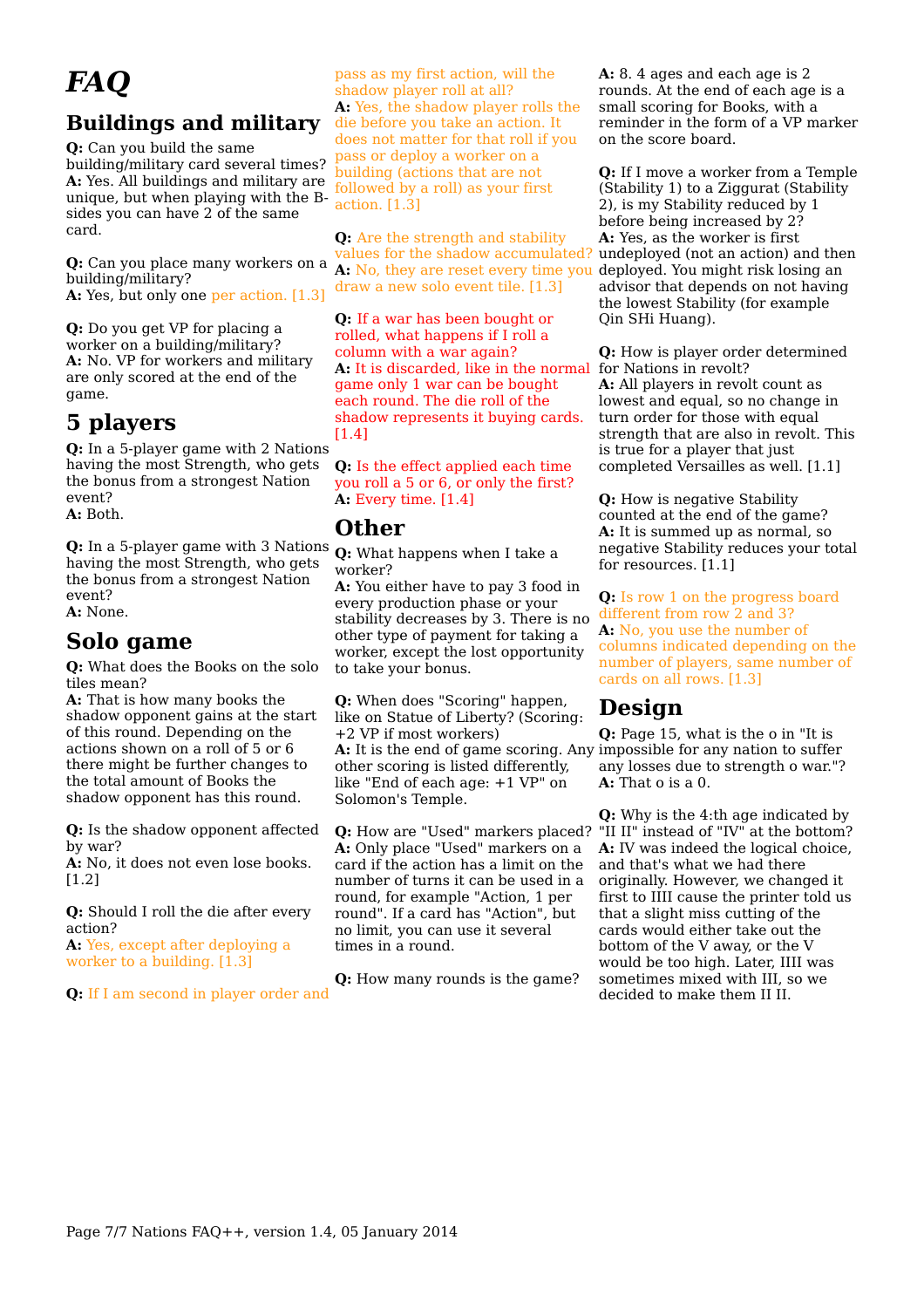# *FAQ*

## Buildings and military

**Q:** Can you build the same building/military card several times?
**A:** Yes. All buildings and military are unique, but when playing with the B-sides you can have 2 of the same card.

**Q:** Can you place many workers on a building/military?
**A:** Yes, but only one per action. [1.3]

**Q:** Do you get VP for placing a worker on a building/military?
**A:** No. VP for workers and military are only scored at the end of the game.

## 5 players

**Q:** In a 5-player game with 2 Nations having the most Strength, who gets the bonus from a strongest Nation event?
**A:** Both.

**Q:** In a 5-player game with 3 Nations having the most Strength, who gets the bonus from a strongest Nation event?
**A:** None.

## Solo game

**Q:** What does the Books on the solo tiles mean?
**A:** That is how many books the shadow opponent gains at the start of this round. Depending on the actions shown on a roll of 5 or 6 there might be further changes to the total amount of Books the shadow opponent has this round.

**Q:** Is the shadow opponent affected by war?
**A:** No, it does not even lose books. [1.2]

**Q:** Should I roll the die after every action?
**A:** Yes, except after deploying a worker to a building. [1.3]

**Q:** If I am second in player order and pass as my first action, will the shadow player roll at all?
**A:** Yes, the shadow player rolls the die before you take an action. It does not matter for that roll if you pass or deploy a worker on a building (actions that are not followed by a roll) as your first action. [1.3]

**Q:** Are the strength and stability values for the shadow accumulated?
**A:** No, they are reset every time you draw a new solo event tile. [1.3]

**Q:** If a war has been bought or rolled, what happens if I roll a column with a war again?
**A:** It is discarded, like in the normal game only 1 war can be bought each round. The die roll of the shadow represents it buying cards. [1.4]

**Q:** Is the effect applied each time you roll a 5 or 6, or only the first?
**A:** Every time. [1.4]

## Other

**Q:** What happens when I take a worker?
**A:** You either have to pay 3 food in every production phase or your stability decreases by 3. There is no other type of payment for taking a worker, except the lost opportunity to take your bonus.

**Q:** When does "Scoring" happen, like on Statue of Liberty? (Scoring: +2 VP if most workers)
**A:** It is the end of game scoring. Any other scoring is listed differently, like "End of each age: +1 VP" on Solomon's Temple.

**Q:** How are "Used" markers placed?
**A:** Only place "Used" markers on a card if the action has a limit on the number of turns it can be used in a round, for example "Action, 1 per round". If a card has "Action", but no limit, you can use it several times in a round.

**Q:** How many rounds is the game?
**A:** 8. 4 ages and each age is 2 rounds. At the end of each age is a small scoring for Books, with a reminder in the form of a VP marker on the score board.

**Q:** If I move a worker from a Temple (Stability 1) to a Ziggurat (Stability 2), is my Stability reduced by 1 before being increased by 2?
**A:** Yes, as the worker is first undeployed (not an action) and then deployed. You might risk losing an advisor that depends on not having the lowest Stability (for example Qin SHi Huang).

**Q:** How is player order determined for Nations in revolt?
**A:** All players in revolt count as lowest and equal, so no change in turn order for those with equal strength that are also in revolt. This is true for a player that just completed Versailles as well. [1.1]

**Q:** How is negative Stability counted at the end of the game?
**A:** It is summed up as normal, so negative Stability reduces your total for resources. [1.1]

**Q:** Is row 1 on the progress board different from row 2 and 3?
**A:** No, you use the number of columns indicated depending on the number of players, same number of cards on all rows. [1.3]

## Design

**Q:** Page 15, what is the o in "It is impossible for any nation to suffer any losses due to strength o war."?
**A:** That o is a 0.

**Q:** Why is the 4:th age indicated by "II II" instead of "IV" at the bottom?
**A:** IV was indeed the logical choice, and that's what we had there originally. However, we changed it first to IIII cause the printer told us that a slight miss cutting of the cards would either take out the bottom of the V away, or the V would be too high. Later, IIII was sometimes mixed with III, so we decided to make them II II.